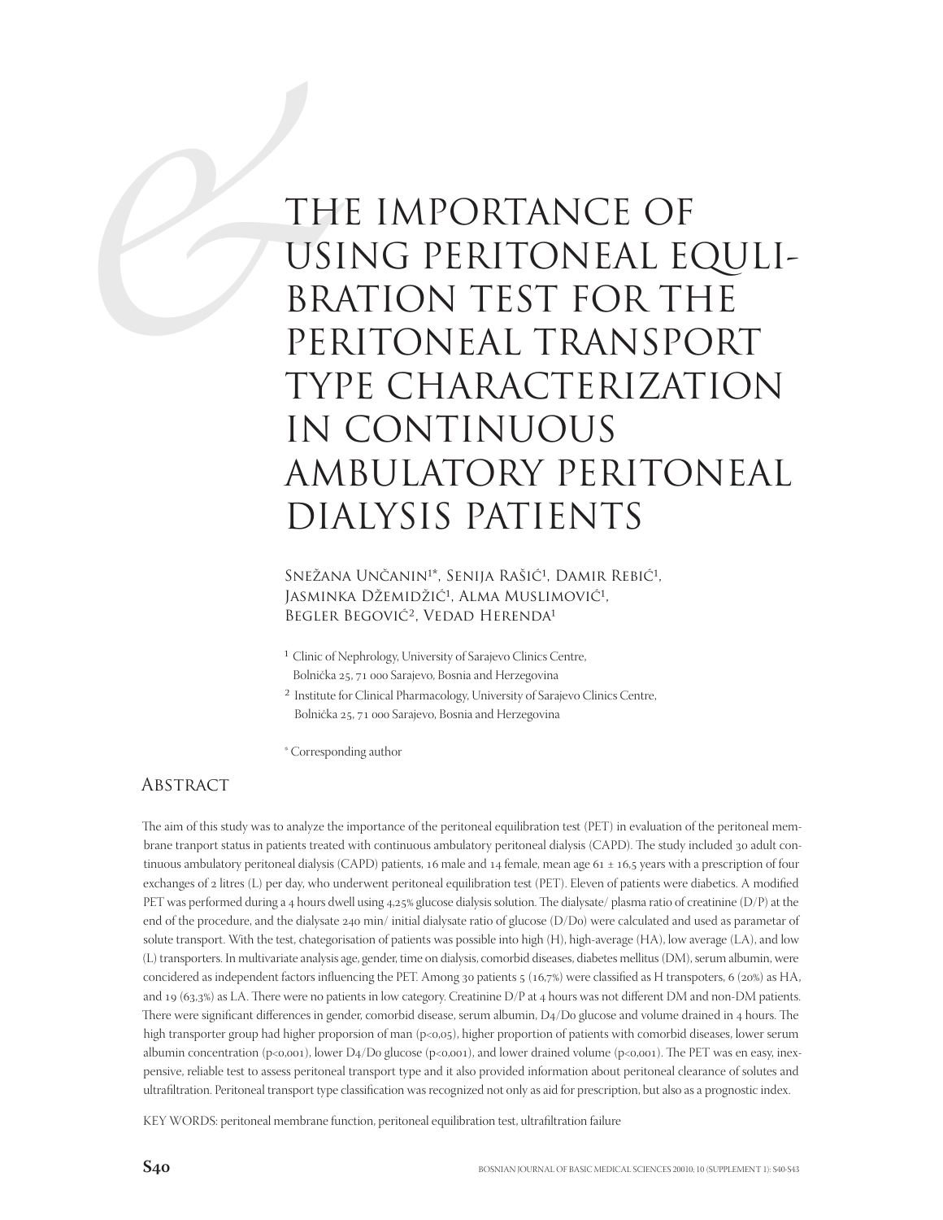# THE IMPORTANCE OF USING PERITONEAL EQUILIBRATION TEST FOR THE PERITONEAL TRANSPORT TYPE CHARACTERIZATION IN CONTINUOUS AMBULATORY PERITONEAL DIALYSIS PATIENTS

Snežana Unčanin[1*], Senija Rašić[1], Damir Rebić[1], Jasminka Džemidžić[1], Alma Muslimović[1], Begler Begović[2], Vedad Herenda[1]

[1] Clinic of Nephrology, University of Sarajevo Clinics Centre, Bolnička 25, 71 000 Sarajevo, Bosnia and Herzegovina

[2] Institute for Clinical Pharmacology, University of Sarajevo Clinics Centre, Bolnička 25, 71 000 Sarajevo, Bosnia and Herzegovina

[*] Corresponding author

## Abstract

The aim of this study was to analyze the importance of the peritoneal equilibration test (PET) in evaluation of the peritoneal membrane tranport status in patients treated with continuous ambulatory peritoneal dialysis (CAPD). The study included 30 adult continuous ambulatory peritoneal dialysis (CAPD) patients, 16 male and 14 female, mean age 61 ± 16,5 years with a prescription of four exchanges of 2 litres (L) per day, who underwent peritoneal equilibration test (PET). Eleven of patients were diabetics. A modified PET was performed during a 4 hours dwell using 4,25% glucose dialysis solution. The dialysate/ plasma ratio of creatinine (D/P) at the end of the procedure, and the dialysate 240 min/ initial dialysate ratio of glucose (D/Do) were calculated and used as parametar of solute transport. With the test, chategorisation of patients was possible into high (H), high-average (HA), low average (LA), and low (L) transporters. In multivariate analysis age, gender, time on dialysis, comorbid diseases, diabetes mellitus (DM), serum albumin, were concidered as independent factors influencing the PET. Among 30 patients 5 (16,7%) were classified as H transpoters, 6 (20%) as HA, and 19 (63,3%) as LA. There were no patients in low category. Creatinine D/P at 4 hours was not different DM and non-DM patients. There were significant differences in gender, comorbid disease, serum albumin, D4/Do glucose and volume drained in 4 hours. The high transporter group had higher proporsion of man ($p<0,05$), higher proportion of patients with comorbid diseases, lower serum albumin concentration ($p<0,001$), lower D4/Do glucose ($p<0,001$), and lower drained volume ($p<0,001$). The PET was en easy, inexpensive, reliable test to assess peritoneal transport type and it also provided information about peritoneal clearance of solutes and ultrafiltration. Peritoneal transport type classification was recognized not only as aid for prescription, but also as a prognostic index.

KEY WORDS: peritoneal membrane function, peritoneal equilibration test, ultrafiltration failure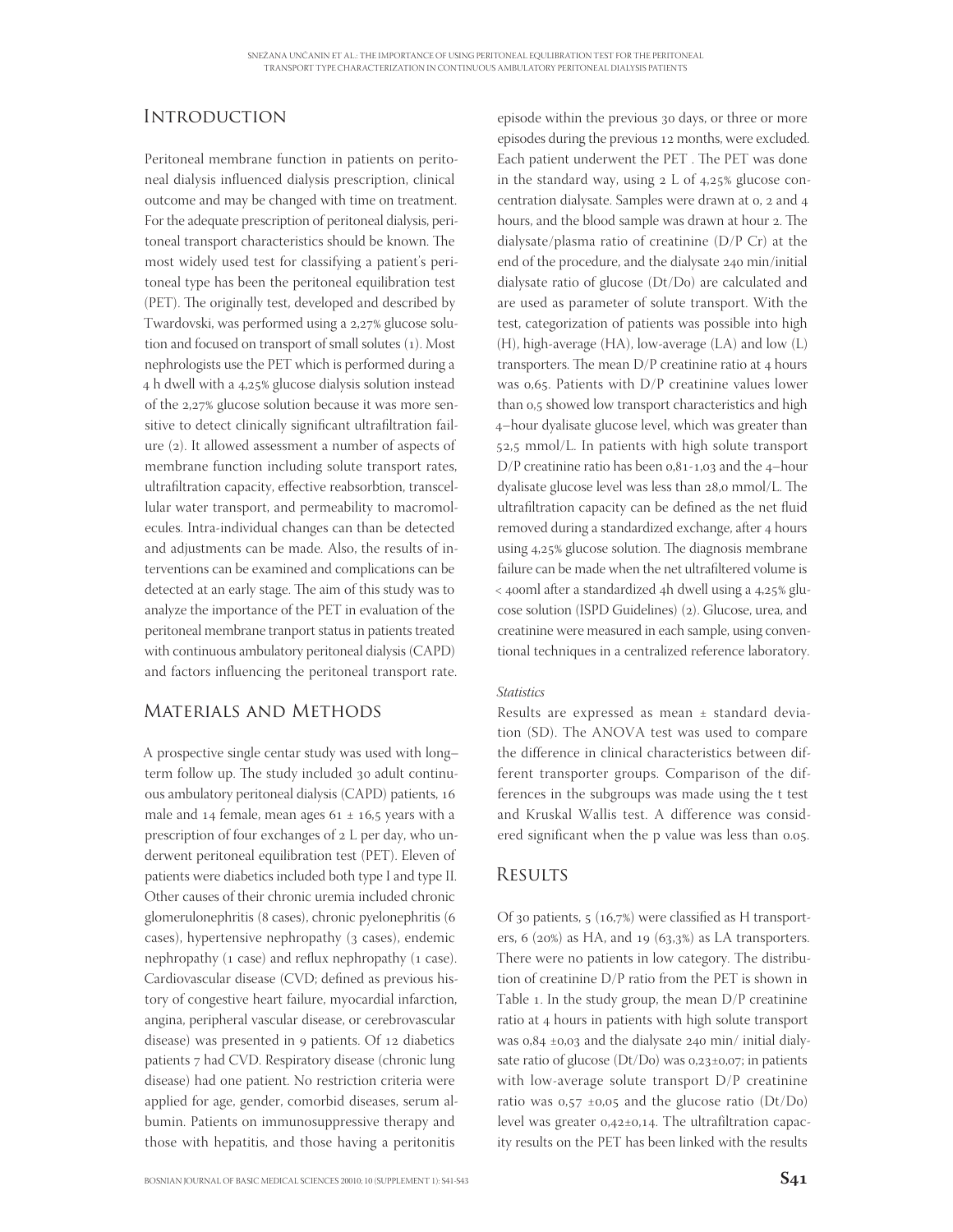## Introduction

Peritoneal membrane function in patients on peritoneal dialysis influenced dialysis prescription, clinical outcome and may be changed with time on treatment. For the adequate prescription of peritoneal dialysis, peritoneal transport characteristics should be known. The most widely used test for classifying a patient's peritoneal type has been the peritoneal equilibration test (PET). The originally test, developed and described by Twardovski, was performed using a 2,27% glucose solution and focused on transport of small solutes (1). Most nephrologists use the PET which is performed during a 4 h dwell with a 4,25% glucose dialysis solution instead of the 2,27% glucose solution because it was more sensitive to detect clinically significant ultrafiltration failure (2). It allowed assessment a number of aspects of membrane function including solute transport rates, ultrafiltration capacity, effective reabsorbtion, transcellular water transport, and permeability to macromolecules. Intra-individual changes can than be detected and adjustments can be made. Also, the results of interventions can be examined and complications can be detected at an early stage. The aim of this study was to analyze the importance of the PET in evaluation of the peritoneal membrane tranport status in patients treated with continuous ambulatory peritoneal dialysis (CAPD) and factors influencing the peritoneal transport rate.

## Materials and Methods

A prospective single centar study was used with long–term follow up. The study included 30 adult continuous ambulatory peritoneal dialysis (CAPD) patients, 16 male and 14 female, mean ages 61 ± 16,5 years with a prescription of four exchanges of 2 L per day, who underwent peritoneal equilibration test (PET). Eleven of patients were diabetics included both type I and type II. Other causes of their chronic uremia included chronic glomerulonephritis (8 cases), chronic pyelonephritis (6 cases), hypertensive nephropathy (3 cases), endemic nephropathy (1 case) and reflux nephropathy (1 case). Cardiovascular disease (CVD; defined as previous history of congestive heart failure, myocardial infarction, angina, peripheral vascular disease, or cerebrovascular disease) was presented in 9 patients. Of 12 diabetics patients 7 had CVD. Respiratory disease (chronic lung disease) had one patient. No restriction criteria were applied for age, gender, comorbid diseases, serum albumin. Patients on immunosuppressive therapy and those with hepatitis, and those having a peritonitis episode within the previous 30 days, or three or more episodes during the previous 12 months, were excluded. Each patient underwent the PET . The PET was done in the standard way, using 2 L of 4,25% glucose concentration dialysate. Samples were drawn at 0, 2 and 4 hours, and the blood sample was drawn at hour 2. The dialysate/plasma ratio of creatinine (D/P Cr) at the end of the procedure, and the dialysate 240 min/initial dialysate ratio of glucose (Dt/D0) are calculated and are used as parameter of solute transport. With the test, categorization of patients was possible into high (H), high-average (HA), low-average (LA) and low (L) transporters. The mean D/P creatinine ratio at 4 hours was 0,65. Patients with D/P creatinine values lower than 0,5 showed low transport characteristics and high 4–hour dyalisate glucose level, which was greater than 52,5 mmol/L. In patients with high solute transport D/P creatinine ratio has been 0,81-1,03 and the 4–hour dyalisate glucose level was less than 28,0 mmol/L. The ultrafiltration capacity can be defined as the net fluid removed during a standardized exchange, after 4 hours using 4,25% glucose solution. The diagnosis membrane failure can be made when the net ultrafiltered volume is < 400ml after a standardized 4h dwell using a 4,25% glucose solution (ISPD Guidelines) (2). Glucose, urea, and creatinine were measured in each sample, using conventional techniques in a centralized reference laboratory.

*Statistics*

Results are expressed as mean ± standard deviation (SD). The ANOVA test was used to compare the difference in clinical characteristics between different transporter groups. Comparison of the differences in the subgroups was made using the t test and Kruskal Wallis test. A difference was considered significant when the p value was less than 0.05.

## Results

Of 30 patients, 5 (16,7%) were classified as H transporters, 6 (20%) as HA, and 19 (63,3%) as LA transporters. There were no patients in low category. The distribution of creatinine D/P ratio from the PET is shown in Table 1. In the study group, the mean D/P creatinine ratio at 4 hours in patients with high solute transport was 0,84 ±0,03 and the dialysate 240 min/ initial dialysate ratio of glucose (Dt/D0) was 0,23±0,07; in patients with low-average solute transport D/P creatinine ratio was 0,57 ±0,05 and the glucose ratio (Dt/D0) level was greater 0,42±0,14. The ultrafiltration capacity results on the PET has been linked with the results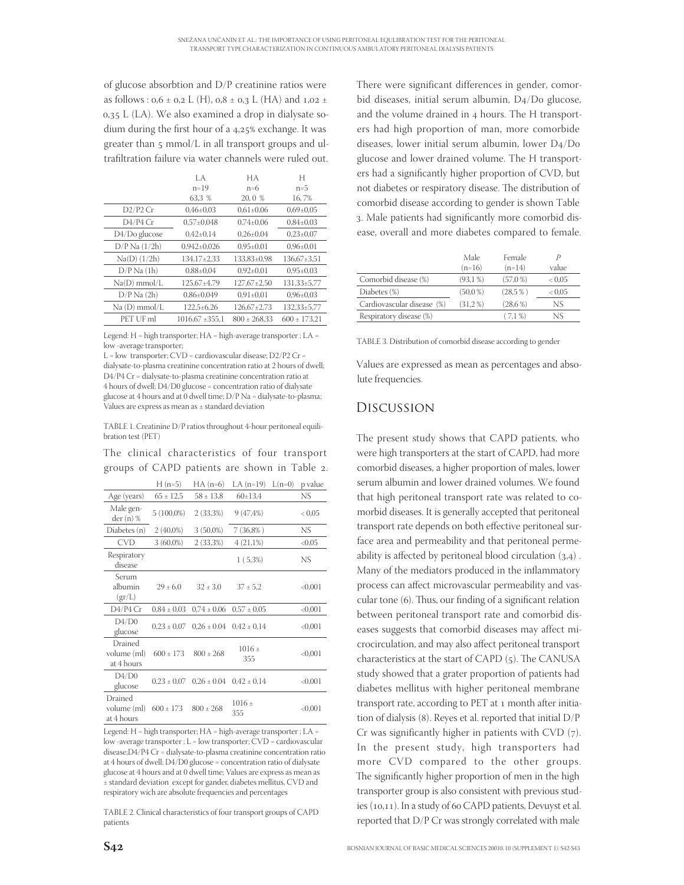of glucose absorbtion and D/P creatinine ratios were as follows : 0,6 ± 0,2 L (H), 0,8 ± 0,3 L (HA) and 1,02 ± 0,35 L (LA). We also examined a drop in dialysate sodium during the first hour of a 4,25% exchange. It was greater than 5 mmol/L in all transport groups and ultrafiltration failure via water channels were ruled out.

| | LA n=19 63,3 % | HA n=6 20, 0 % | H n=5 16, 7% |
|---|---|---|---|
| D2/P2 Cr | 0,46±0,03 | 0,61±0,06 | 0,69±0,05 |
| D4/P4 Cr | 0,57±0,048 | 0,74±0,06 | 0,84±0,03 |
| D4/Do glucose | 0,42±0,14 | 0,26±0,04 | 0,23±0,07 |
| D/P Na (1/2h) | 0,942±0,026 | 0,95±0,01 | 0,96±0,01 |
| Na(D) (1/2h) | 134,17±2,33 | 133,83±0,98 | 136,67±3,51 |
| D/P Na (1h) | 0,88±0,04 | 0,92±0,01 | 0,95±0,03 |
| Na(D) mmol/L | 125,67±4,79 | 127,67±2,50 | 131,33±5,77 |
| D/P Na (2h) | 0,86±0,049 | 0,91±0,01 | 0,96±0,03 |
| Na (D) mmol/L | 122,5±6,26 | 126,67±2,73 | 132,33±5,77 |
| PET UF ml | 1016,67 ±355,1 | 800 ± 268,33 | 600 ± 173,21 |

Legend: H = high transporter; HA = high-average transporter ; LA = low -average transporter;
L = low transporter; CVD = cardiovascular disease; D2/P2 Cr = dialysate-to-plasma creatinine concentration ratio at 2 hours of dwell; D4/P4 Cr = dialysate-to-plasma creatinine concentration ratio at 4 hours of dwell; D4/D0 glucose = concentration ratio of dialysate glucose at 4 hours and at 0 dwell time; D/P Na = dialysate-to-plasma; Values are express as mean as ± standard deviation

TABLE 1. Creatinine D/P ratios throughout 4-hour peritoneal equilibration test (PET)

The clinical characteristics of four transport groups of CAPD patients are shown in Table 2.

| | H (n=5) | HA (n=6) | LA (n=19) | L(n=0) | p value |
|---|---|---|---|---|---|
| Age (years) | 65 ± 12,5 | 58 ± 13,8 | 60±13,4 | | NS |
| Male gender (n) % | 5 (100,0%) | 2 (33,3%) | 9 (47,4%) | | < 0,05 |
| Diabetes (n) | 2 (40,0%) | 3 (50,0%) | 7 (36,8% ) | | NS |
| CVD | 3 (60,0%) | 2 (33,3%) | 4 (21,1%) | | <0,05 |
| Respiratory disease | | | 1 ( 5,3%) | | NS |
| Serum albumin (gr/L) | 29 ± 6,0 | 32 ± 3,0 | 37 ± 5,2 | | <0,001 |
| D4/P4 Cr | 0,84 ± 0,03 | 0,74 ± 0,06 | 0,57 ± 0,05 | | <0,001 |
| D4/D0 glucose | 0,23 ± 0,07 | 0,26 ± 0.04 | 0,42 ± 0,14 | | <0,001 |
| Drained volume (ml) at 4 hours | 600 ± 173 | 800 ± 268 | 1016 ± 355 | | <0,001 |
| D4/D0 glucose | 0,23 ± 0,07 | 0,26 ± 0.04 | 0,42 ± 0,14 | | <0,001 |
| Drained volume (ml) at 4 hours | 600 ± 173 | 800 ± 268 | 1016 ± 355 | | <0,001 |

Legend: H = high transporter; HA = high-average transporter ; LA = low -average transporter ; L = low transporter; CVD = cardiovascular disease;D4/P4 Cr = dialysate-to-plasma creatinine concentration ratio at 4 hours of dwell; D4/D0 glucose = concentration ratio of dialysate glucose at 4 hours and at 0 dwell time; Values are express as mean as ± standard deviation except for gander, diabetes mellitus, CVD and respiratory wich are absolute frequencies and percentages

TABLE 2. Clinical characteristics of four transport groups of CAPD patients

There were significant differences in gender, comorbid diseases, initial serum albumin, D4/Do glucose, and the volume drained in 4 hours. The H transporters had high proportion of man, more comorbide diseases, lower initial serum albumin, lower D4/Do glucose and lower drained volume. The H transporters had a significantly higher proportion of CVD, but not diabetes or respiratory disease. The distribution of comorbid disease according to gender is shown Table 3. Male patients had significantly more comorbid disease, overall and more diabetes compared to female.

| | Male (n=16) | Female (n=14) | P value |
|---|---|---|---|
| Comorbid disease (%) | (93,1 %) | (57,0 %) | < 0,05 |
| Diabetes (%) | (50,0 %) | (28,5 % ) | < 0,05 |
| Cardiovascular disease (%) | (31,2 %) | (28,6 %) | NS |
| Respiratory disease (%) | | ( 7,1 %) | NS |

TABLE 3. Distribution of comorbid disease according to gender

Values are expressed as mean as percentages and absolute frequencies.

## Discussion

The present study shows that CAPD patients, who were high transporters at the start of CAPD, had more comorbid diseases, a higher proportion of males, lower serum albumin and lower drained volumes. We found that high peritoneal transport rate was related to comorbid diseases. It is generally accepted that peritoneal transport rate depends on both effective peritoneal surface area and permeability and that peritoneal permeability is affected by peritoneal blood circulation (3,4) . Many of the mediators produced in the inflammatory process can affect microvascular permeability and vascular tone (6). Thus, our finding of a significant relation between peritoneal transport rate and comorbid diseases suggests that comorbid diseases may affect microcirculation, and may also affect peritoneal transport characteristics at the start of CAPD (5). The CANUSA study showed that a grater proportion of patients had diabetes mellitus with higher peritoneal membrane transport rate, according to PET at 1 month after initiation of dialysis (8). Reyes et al. reported that initial D/P Cr was significantly higher in patients with CVD (7). In the present study, high transporters had more CVD compared to the other groups. The significantly higher proportion of men in the high transporter group is also consistent with previous studies (10,11). In a study of 60 CAPD patients, Devuyst et al. reported that D/P Cr was strongly correlated with male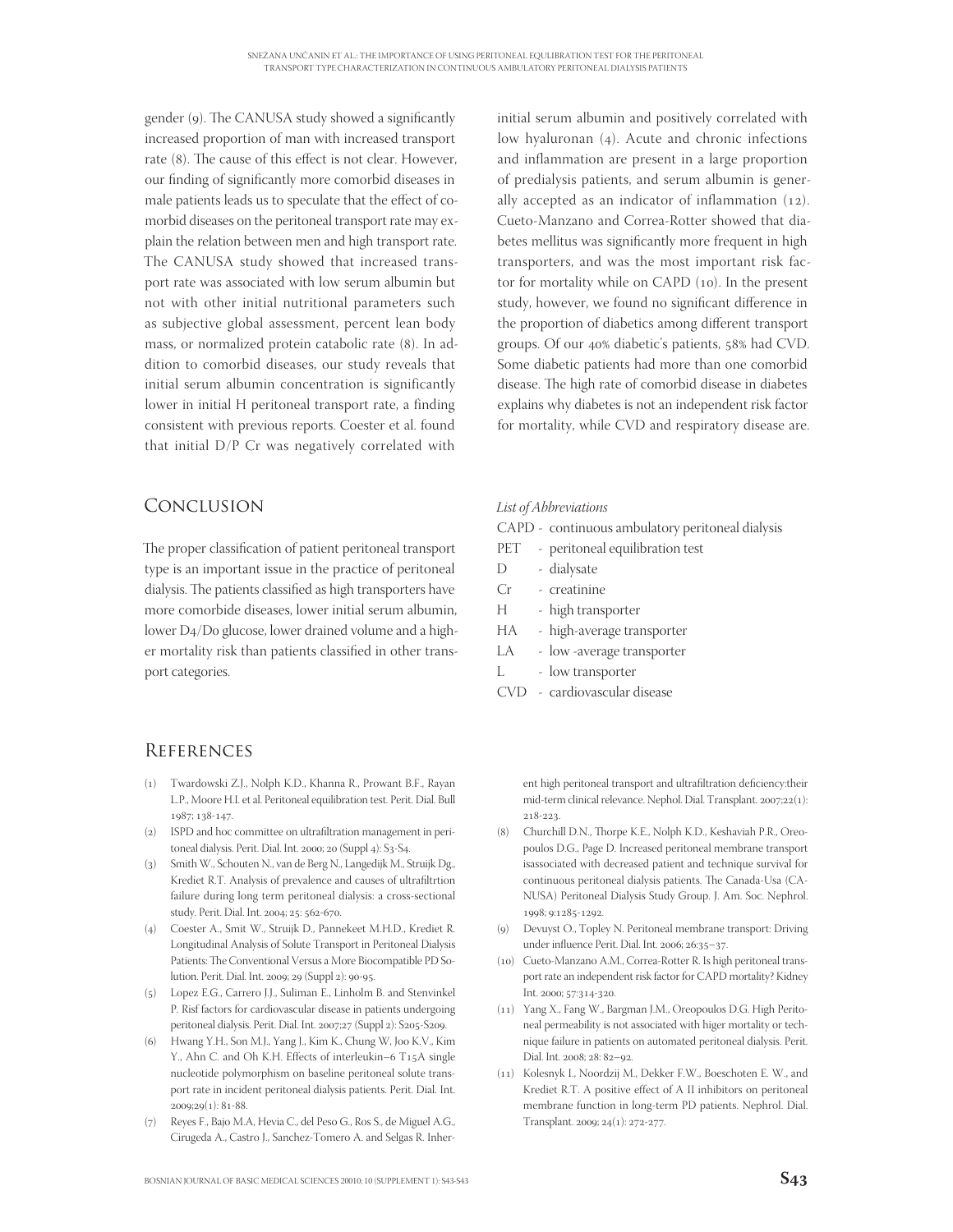gender (9). The CANUSA study showed a significantly increased proportion of man with increased transport rate (8). The cause of this effect is not clear. However, our finding of significantly more comorbid diseases in male patients leads us to speculate that the effect of comorbid diseases on the peritoneal transport rate may explain the relation between men and high transport rate. The CANUSA study showed that increased transport rate was associated with low serum albumin but not with other initial nutritional parameters such as subjective global assessment, percent lean body mass, or normalized protein catabolic rate (8). In addition to comorbid diseases, our study reveals that initial serum albumin concentration is significantly lower in initial H peritoneal transport rate, a finding consistent with previous reports. Coester et al. found that initial D/P Cr was negatively correlated with initial serum albumin and positively correlated with low hyaluronan (4). Acute and chronic infections and inflammation are present in a large proportion of predialysis patients, and serum albumin is generally accepted as an indicator of inflammation (12). Cueto-Manzano and Correa-Rotter showed that diabetes mellitus was significantly more frequent in high transporters, and was the most important risk factor for mortality while on CAPD (10). In the present study, however, we found no significant difference in the proportion of diabetics among different transport groups. Of our 40% diabetic's patients, 58% had CVD. Some diabetic patients had more than one comorbid disease. The high rate of comorbid disease in diabetes explains why diabetes is not an independent risk factor for mortality, while CVD and respiratory disease are.

## Conclusion

The proper classification of patient peritoneal transport type is an important issue in the practice of peritoneal dialysis. The patients classified as high transporters have more comorbide diseases, lower initial serum albumin, lower D4/Do glucose, lower drained volume and a higher mortality risk than patients classified in other transport categories.

*List of Abbreviations*

CAPD - continuous ambulatory peritoneal dialysis
PET - peritoneal equilibration test
D - dialysate
Cr - creatinine
H - high transporter
HA - high-average transporter
LA - low -average transporter
L - low transporter
CVD - cardiovascular disease

## References

(1) Twardowski Z.J., Nolph K.D., Khanna R., Prowant B.F., Rayan L.P., Moore H.I. et al. Peritoneal equilibration test. Perit. Dial. Bull 1987; 138-147.

(2) ISPD and hoc committee on ultrafiltration management in peritoneal dialysis. Perit. Dial. Int. 2000; 20 (Suppl 4): S3-S4.

(3) Smith W., Schouten N., van de Berg N., Langedijk M., Struijk Dg., Krediet R.T. Analysis of prevalence and causes of ultrafiltrtion failure during long term peritoneal dialysis: a cross-sectional study. Perit. Dial. Int. 2004; 25: 562-670.

(4) Coester A., Smit W., Struijk D., Pannekeet M.H.D., Krediet R. Longitudinal Analysis of Solute Transport in Peritoneal Dialysis Patients: The Conventional Versus a More Biocompatible PD Solution. Perit. Dial. Int. 2009; 29 (Suppl 2): 90-95.

(5) Lopez E.G., Carrero J.J., Suliman E., Linholm B. and Stenvinkel P. Risf factors for cardiovascular disease in patients undergoing peritoneal dialysis. Perit. Dial. Int. 2007;27 (Suppl 2): S205-S209.

(6) Hwang Y.H., Son M.J., Yang J., Kim K., Chung W, Joo K.V., Kim Y., Ahn C. and Oh K.H. Effects of interleukin–6 T15A single nucleotide polymorphism on baseline peritoneal solute transport rate in incident peritoneal dialysis patients. Perit. Dial. Int. 2009;29(1): 81-88.

(7) Reyes F., Bajo M.A, Hevia C., del Peso G., Ros S., de Miguel A.G., Cirugeda A., Castro J., Sanchez-Tomero A. and Selgas R. Inherent high peritoneal transport and ultrafiltration deficiency:their mid-term clinical relevance. Nephol. Dial. Transplant. 2007;22(1): 218-223.

(8) Churchill D.N., Thorpe K.E., Nolph K.D., Keshaviah P.R., Oreopoulos D.G., Page D. Increased peritoneal membrane transport isassociated with decreased patient and technique survival for continuous peritoneal dialysis patients. The Canada-Usa (CANUSA) Peritoneal Dialysis Study Group. J. Am. Soc. Nephrol. 1998; 9:1285-1292.

(9) Devuyst O., Topley N. Peritoneal membrane transport: Driving under influence Perit. Dial. Int. 2006; 26:35–37.

(10) Cueto-Manzano A.M., Correa-Rotter R. Is high peritoneal transport rate an independent risk factor for CAPD mortality? Kidney Int. 2000; 57:314-320.

(11) Yang X., Fang W., Bargman J.M., Oreopoulos D.G. High Peritoneal permeability is not associated with higer mortality or technique failure in patients on automated peritoneal dialysis. Perit. Dial. Int. 2008; 28: 82–92.

(11) Kolesnyk I., Noordzij M., Dekker F.W., Boeschoten E. W., and Krediet R.T. A positive effect of A II inhibitors on peritoneal membrane function in long-term PD patients. Nephrol. Dial. Transplant. 2009; 24(1): 272-277.